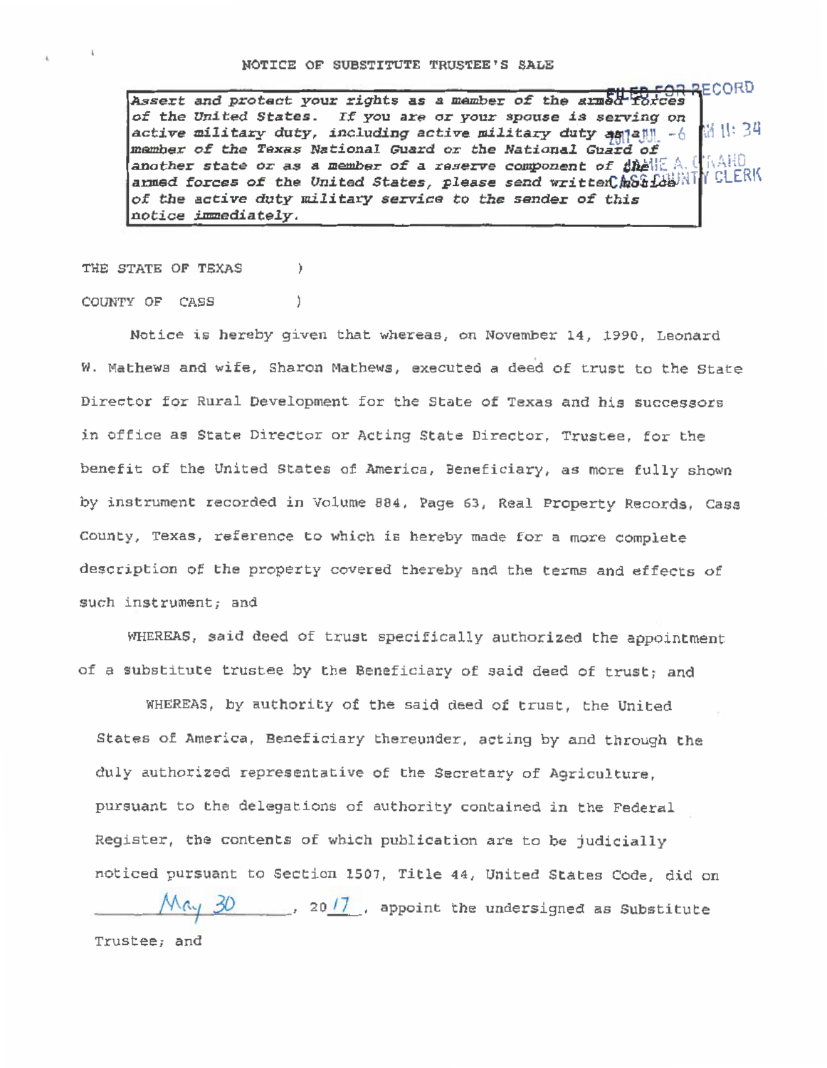NOTICE OF SUBSTITUTE TRUSTEE'S SALE

FILED FOR RECORD

2017 JUL -6 AM 11:34

CASS COUNTY CLERK

> *Assert and protect your rights as a member of the armed forces of the United States. If you are or your spouse is serving on active military duty, including active military duty as a member of the Texas National Guard or the National Guard of another state or as a member of a reserve component of the armed forces of the United States, please send written notice of the active duty military service to the sender of this notice immediately.*

THE STATE OF TEXAS )

COUNTY OF CASS )

Notice is hereby given that whereas, on November 14, 1990, Leonard W. Mathews and wife, Sharon Mathews, executed a deed of trust to the State Director for Rural Development for the State of Texas and his successors in office as State Director or Acting State Director, Trustee, for the benefit of the United States of America, Beneficiary, as more fully shown by instrument recorded in Volume 884, Page 63, Real Property Records, Cass County, Texas, reference to which is hereby made for a more complete description of the property covered thereby and the terms and effects of such instrument; and

WHEREAS, said deed of trust specifically authorized the appointment of a substitute trustee by the Beneficiary of said deed of trust; and

WHEREAS, by authority of the said deed of trust, the United States of America, Beneficiary thereunder, acting by and through the duly authorized representative of the Secretary of Agriculture, pursuant to the delegations of authority contained in the Federal Register, the contents of which publication are to be judicially noticed pursuant to Section 1507, Title 44, United States Code, did on May 30, 2017, appoint the undersigned as Substitute Trustee; and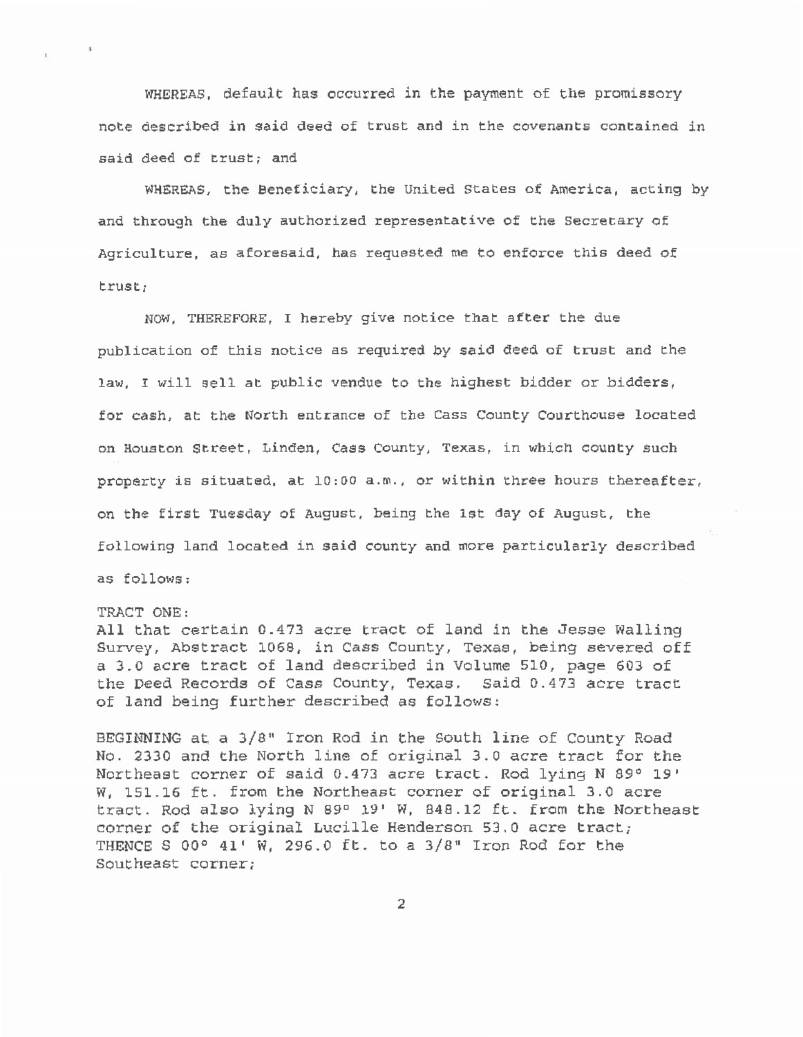WHEREAS, default has occurred in the payment of the promissory note described in said deed of trust and in the covenants contained in said deed of trust; and

WHEREAS, the Beneficiary, the United States of America, acting by and through the duly authorized representative of the Secretary of Agriculture, as aforesaid, has requested me to enforce this deed of trust;

NOW, THEREFORE, I hereby give notice that after the due publication of this notice as required by said deed of trust and the law, I will sell at public vendue to the highest bidder or bidders, for cash, at the North entrance of the Cass County Courthouse located on Houston Street, Linden, Cass County, Texas, in which county such property is situated, at 10:00 a.m., or within three hours thereafter, on the first Tuesday of August, being the 1st day of August, the following land located in said county and more particularly described as follows:

TRACT ONE:
All that certain 0.473 acre tract of land in the Jesse Walling Survey, Abstract 1068, in Cass County, Texas, being severed off a 3.0 acre tract of land described in Volume 510, page 603 of the Deed Records of Cass County, Texas. Said 0.473 acre tract of land being further described as follows:

BEGINNING at a 3/8" Iron Rod in the South line of County Road No. 2330 and the North line of original 3.0 acre tract for the Northeast corner of said 0.473 acre tract. Rod lying N 89° 19' W, 151.16 ft. from the Northeast corner of original 3.0 acre tract. Rod also lying N 89° 19' W, 848.12 ft. from the Northeast corner of the original Lucille Henderson 53.0 acre tract;
THENCE S 00° 41' W, 296.0 ft. to a 3/8" Iron Rod for the Southeast corner;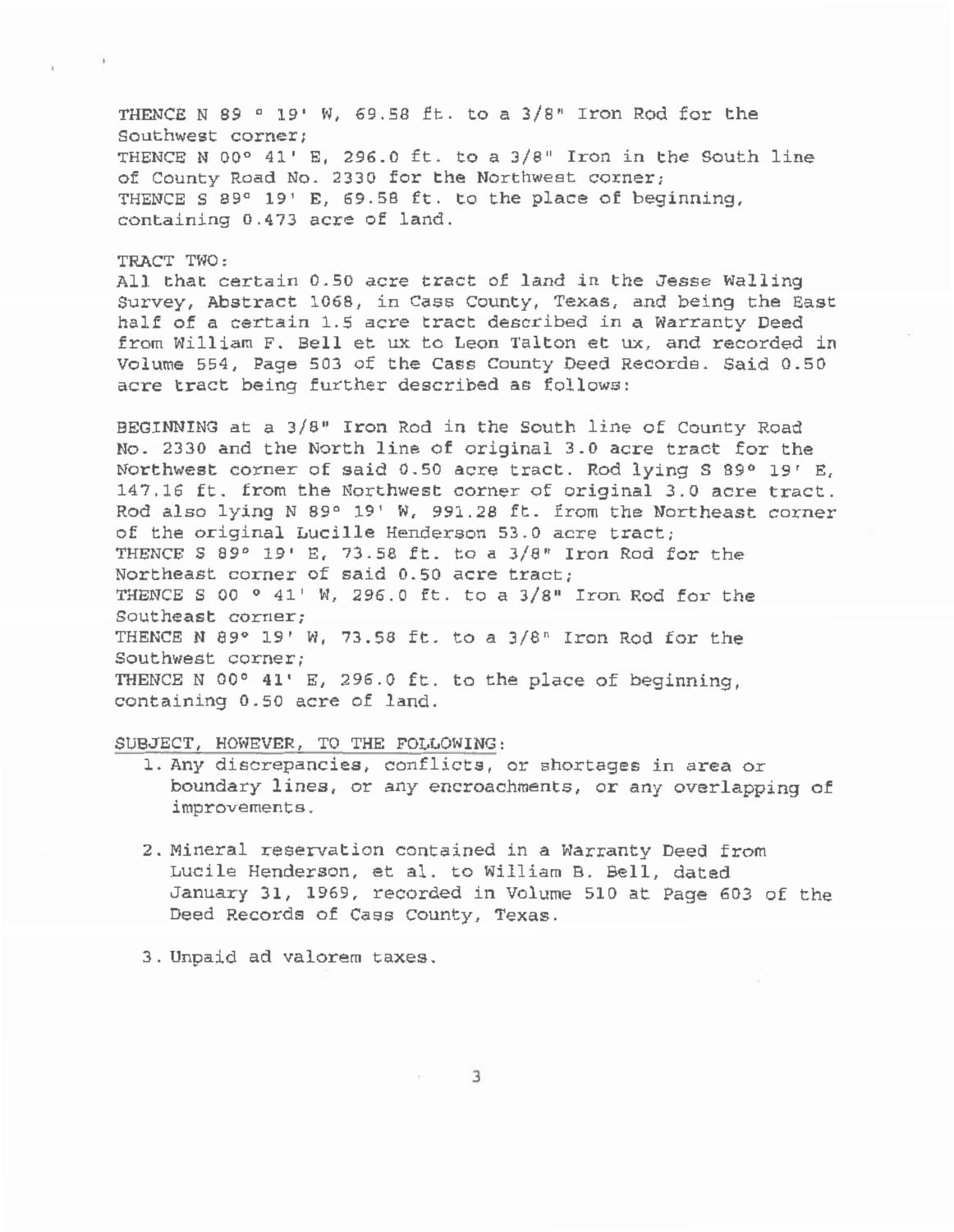THENCE N 89 ° 19' W, 69.58 ft. to a 3/8" Iron Rod for the Southwest corner;
THENCE N 00° 41' E, 296.0 ft. to a 3/8" Iron in the South line of County Road No. 2330 for the Northwest corner;
THENCE S 89° 19' E, 69.58 ft. to the place of beginning, containing 0.473 acre of land.

TRACT TWO:
All that certain 0.50 acre tract of land in the Jesse Walling Survey, Abstract 1068, in Cass County, Texas, and being the East half of a certain 1.5 acre tract described in a Warranty Deed from William F. Bell et ux to Leon Talton et ux, and recorded in Volume 554, Page 503 of the Cass County Deed Records. Said 0.50 acre tract being further described as follows:

BEGINNING at a 3/8" Iron Rod in the South line of County Road No. 2330 and the North line of original 3.0 acre tract for the Northwest corner of said 0.50 acre tract. Rod lying S 89° 19' E, 147.16 ft. from the Northwest corner of original 3.0 acre tract. Rod also lying N 89° 19' W, 991.28 ft. from the Northeast corner of the original Lucille Henderson 53.0 acre tract;
THENCE S 89° 19' E, 73.58 ft. to a 3/8" Iron Rod for the Northeast corner of said 0.50 acre tract;
THENCE S 00 ° 41' W, 296.0 ft. to a 3/8" Iron Rod for the Southeast corner;
THENCE N 89° 19' W, 73.58 ft. to a 3/8" Iron Rod for the Southwest corner;
THENCE N 00° 41' E, 296.0 ft. to the place of beginning, containing 0.50 acre of land.

SUBJECT, HOWEVER, TO THE FOLLOWING:

1. Any discrepancies, conflicts, or shortages in area or boundary lines, or any encroachments, or any overlapping of improvements.

2. Mineral reservation contained in a Warranty Deed from Lucile Henderson, et al. to William B. Bell, dated January 31, 1969, recorded in Volume 510 at Page 603 of the Deed Records of Cass County, Texas.

3. Unpaid ad valorem taxes.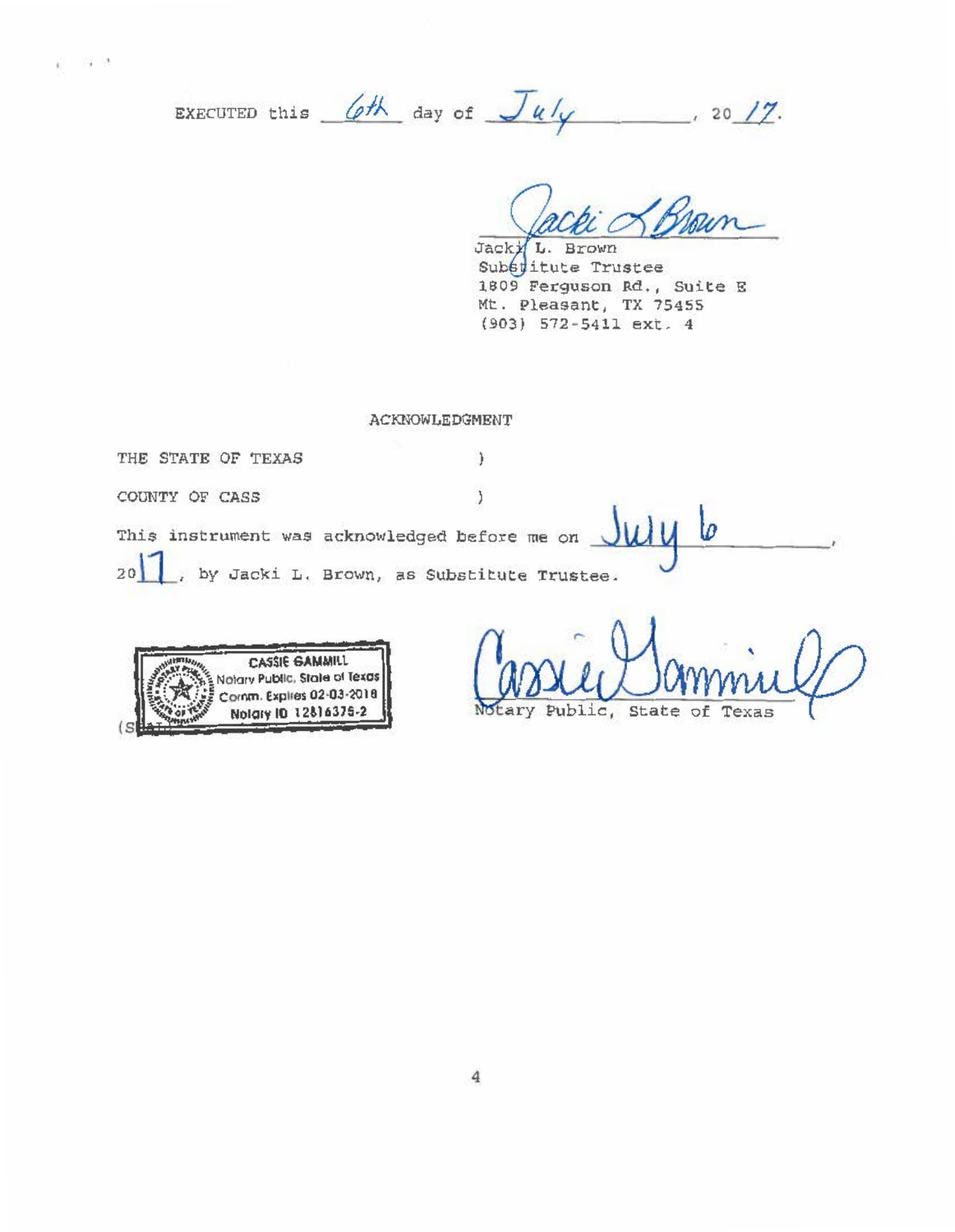EXECUTED this 6th day of July, 20 17.

Jacki L Brown

Jacki L. Brown
Substitute Trustee
1809 Ferguson Rd., Suite E
Mt. Pleasant, TX 75455
(903) 572-5411 ext. 4

ACKNOWLEDGMENT

THE STATE OF TEXAS )

COUNTY OF CASS )

This instrument was acknowledged before me on July 6, 2017, by Jacki L. Brown, as Substitute Trustee.

CASSIE GAMMILL
Notary Public, State of Texas
Comm. Expires 02-03-2018
Notary ID 12816375-2

(SEAL)

Cassie Gammill

Notary Public, State of Texas